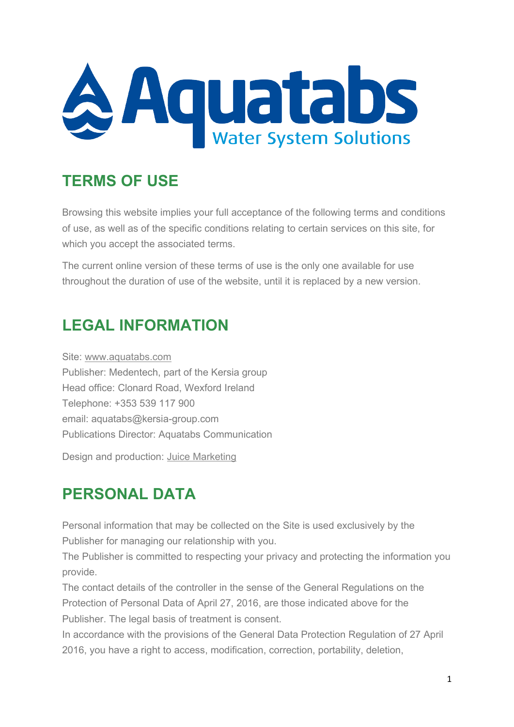# Aquatabs

Water System Solutions

## TERMS OF USE

Browsing this website implies your full acceptance of the following terms and conditions of use, as well as of the specific conditions relating to certain services on this site, for which you accept the associated terms.

The current online version of these terms of use is the only one available for use throughout the duration of use of the website, until it is replaced by a new version.

## LEGAL INFORMATION

Site: www.aquatabs.com
Publisher: Medentech, part of the Kersia group
Head office: Clonard Road, Wexford Ireland
Telephone: +353 539 117 900
email: aquatabs@kersia-group.com
Publications Director: Aquatabs Communication

Design and production: Juice Marketing

## PERSONAL DATA

Personal information that may be collected on the Site is used exclusively by the Publisher for managing our relationship with you.
The Publisher is committed to respecting your privacy and protecting the information you provide.
The contact details of the controller in the sense of the General Regulations on the Protection of Personal Data of April 27, 2016, are those indicated above for the Publisher. The legal basis of treatment is consent.
In accordance with the provisions of the General Data Protection Regulation of 27 April 2016, you have a right to access, modification, correction, portability, deletion,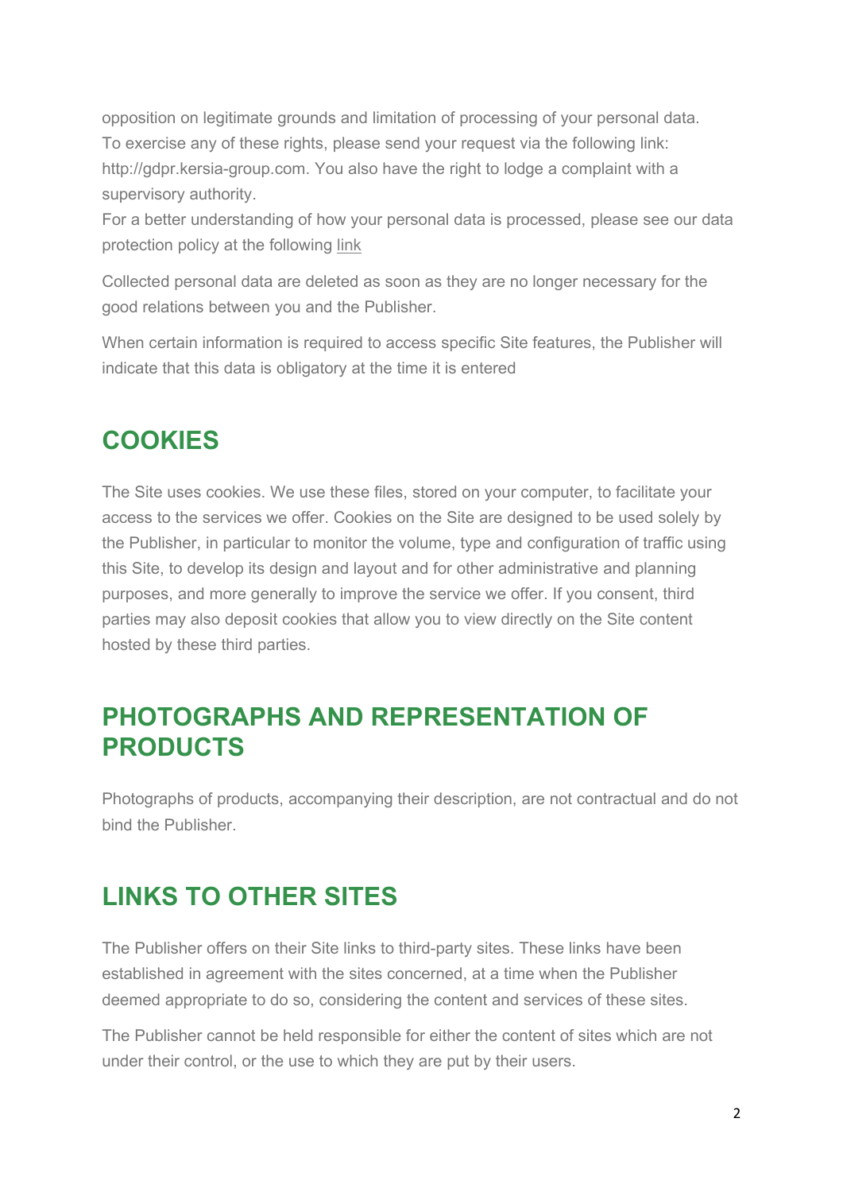opposition on legitimate grounds and limitation of processing of your personal data. To exercise any of these rights, please send your request via the following link: http://gdpr.kersia-group.com. You also have the right to lodge a complaint with a supervisory authority.
For a better understanding of how your personal data is processed, please see our data protection policy at the following link

Collected personal data are deleted as soon as they are no longer necessary for the good relations between you and the Publisher.

When certain information is required to access specific Site features, the Publisher will indicate that this data is obligatory at the time it is entered

## COOKIES

The Site uses cookies. We use these files, stored on your computer, to facilitate your access to the services we offer. Cookies on the Site are designed to be used solely by the Publisher, in particular to monitor the volume, type and configuration of traffic using this Site, to develop its design and layout and for other administrative and planning purposes, and more generally to improve the service we offer. If you consent, third parties may also deposit cookies that allow you to view directly on the Site content hosted by these third parties.

## PHOTOGRAPHS AND REPRESENTATION OF PRODUCTS

Photographs of products, accompanying their description, are not contractual and do not bind the Publisher.

## LINKS TO OTHER SITES

The Publisher offers on their Site links to third-party sites. These links have been established in agreement with the sites concerned, at a time when the Publisher deemed appropriate to do so, considering the content and services of these sites.

The Publisher cannot be held responsible for either the content of sites which are not under their control, or the use to which they are put by their users.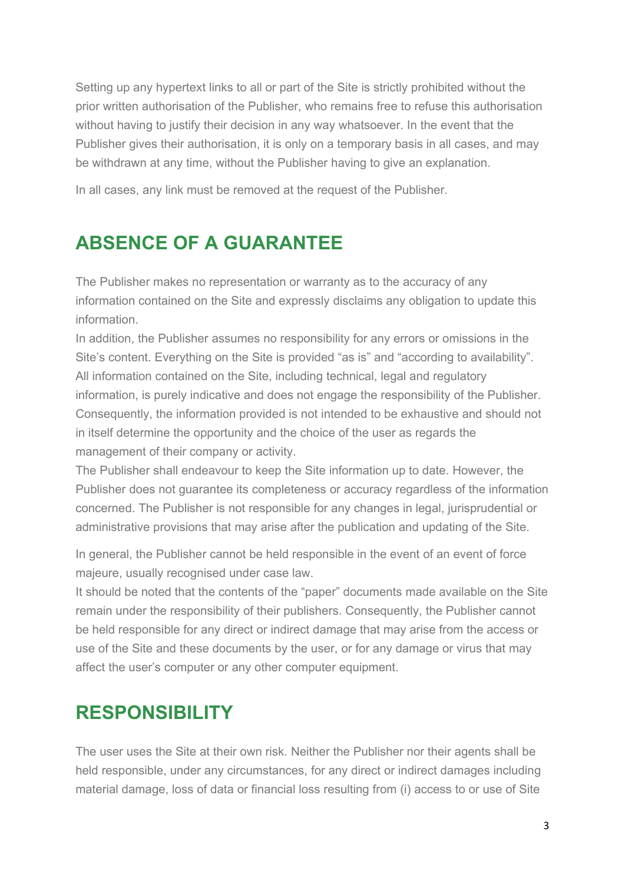Setting up any hypertext links to all or part of the Site is strictly prohibited without the prior written authorisation of the Publisher, who remains free to refuse this authorisation without having to justify their decision in any way whatsoever. In the event that the Publisher gives their authorisation, it is only on a temporary basis in all cases, and may be withdrawn at any time, without the Publisher having to give an explanation.

In all cases, any link must be removed at the request of the Publisher.

## ABSENCE OF A GUARANTEE

The Publisher makes no representation or warranty as to the accuracy of any information contained on the Site and expressly disclaims any obligation to update this information.
In addition, the Publisher assumes no responsibility for any errors or omissions in the Site's content. Everything on the Site is provided "as is" and "according to availability".
All information contained on the Site, including technical, legal and regulatory information, is purely indicative and does not engage the responsibility of the Publisher. Consequently, the information provided is not intended to be exhaustive and should not in itself determine the opportunity and the choice of the user as regards the management of their company or activity.
The Publisher shall endeavour to keep the Site information up to date. However, the Publisher does not guarantee its completeness or accuracy regardless of the information concerned. The Publisher is not responsible for any changes in legal, jurisprudential or administrative provisions that may arise after the publication and updating of the Site.

In general, the Publisher cannot be held responsible in the event of an event of force majeure, usually recognised under case law.
It should be noted that the contents of the "paper" documents made available on the Site remain under the responsibility of their publishers. Consequently, the Publisher cannot be held responsible for any direct or indirect damage that may arise from the access or use of the Site and these documents by the user, or for any damage or virus that may affect the user's computer or any other computer equipment.

## RESPONSIBILITY

The user uses the Site at their own risk. Neither the Publisher nor their agents shall be held responsible, under any circumstances, for any direct or indirect damages including material damage, loss of data or financial loss resulting from (i) access to or use of Site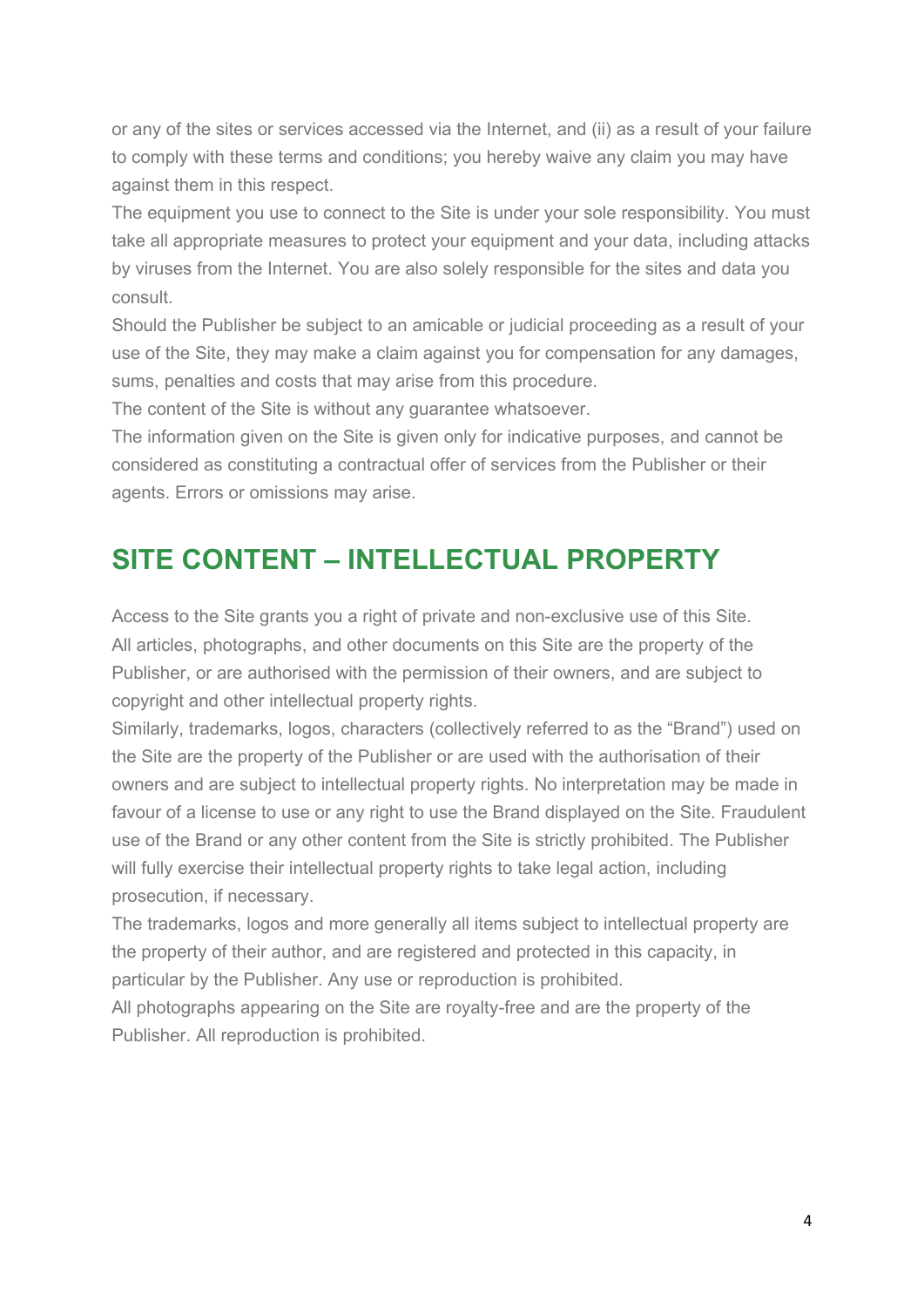or any of the sites or services accessed via the Internet, and (ii) as a result of your failure to comply with these terms and conditions; you hereby waive any claim you may have against them in this respect.

The equipment you use to connect to the Site is under your sole responsibility. You must take all appropriate measures to protect your equipment and your data, including attacks by viruses from the Internet. You are also solely responsible for the sites and data you consult.

Should the Publisher be subject to an amicable or judicial proceeding as a result of your use of the Site, they may make a claim against you for compensation for any damages, sums, penalties and costs that may arise from this procedure.

The content of the Site is without any guarantee whatsoever.

The information given on the Site is given only for indicative purposes, and cannot be considered as constituting a contractual offer of services from the Publisher or their agents. Errors or omissions may arise.

## SITE CONTENT – INTELLECTUAL PROPERTY

Access to the Site grants you a right of private and non-exclusive use of this Site.

All articles, photographs, and other documents on this Site are the property of the Publisher, or are authorised with the permission of their owners, and are subject to copyright and other intellectual property rights.

Similarly, trademarks, logos, characters (collectively referred to as the “Brand”) used on the Site are the property of the Publisher or are used with the authorisation of their owners and are subject to intellectual property rights. No interpretation may be made in favour of a license to use or any right to use the Brand displayed on the Site. Fraudulent use of the Brand or any other content from the Site is strictly prohibited. The Publisher will fully exercise their intellectual property rights to take legal action, including prosecution, if necessary.

The trademarks, logos and more generally all items subject to intellectual property are the property of their author, and are registered and protected in this capacity, in particular by the Publisher. Any use or reproduction is prohibited.

All photographs appearing on the Site are royalty-free and are the property of the Publisher. All reproduction is prohibited.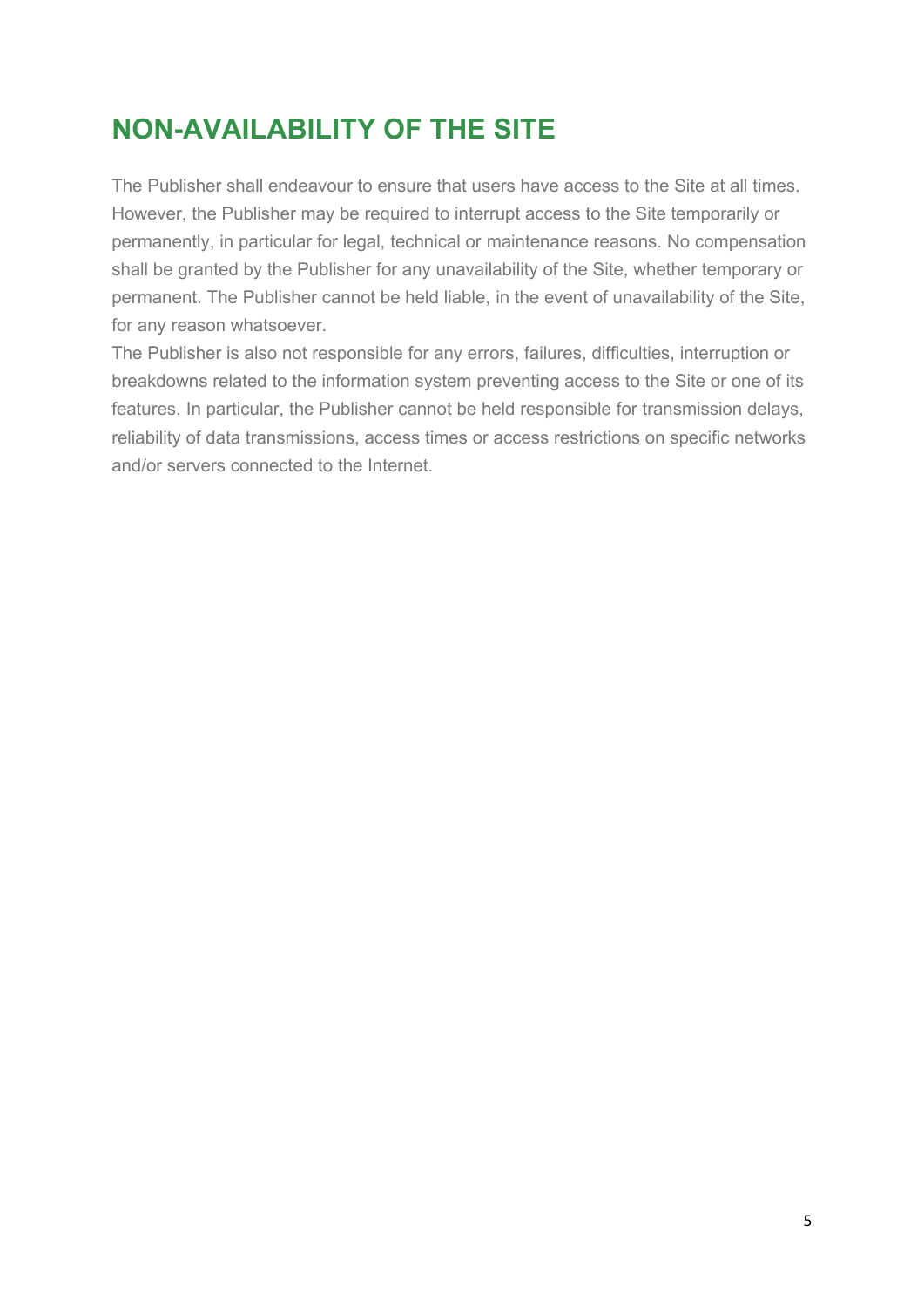## NON-AVAILABILITY OF THE SITE

The Publisher shall endeavour to ensure that users have access to the Site at all times. However, the Publisher may be required to interrupt access to the Site temporarily or permanently, in particular for legal, technical or maintenance reasons. No compensation shall be granted by the Publisher for any unavailability of the Site, whether temporary or permanent. The Publisher cannot be held liable, in the event of unavailability of the Site, for any reason whatsoever.

The Publisher is also not responsible for any errors, failures, difficulties, interruption or breakdowns related to the information system preventing access to the Site or one of its features. In particular, the Publisher cannot be held responsible for transmission delays, reliability of data transmissions, access times or access restrictions on specific networks and/or servers connected to the Internet.